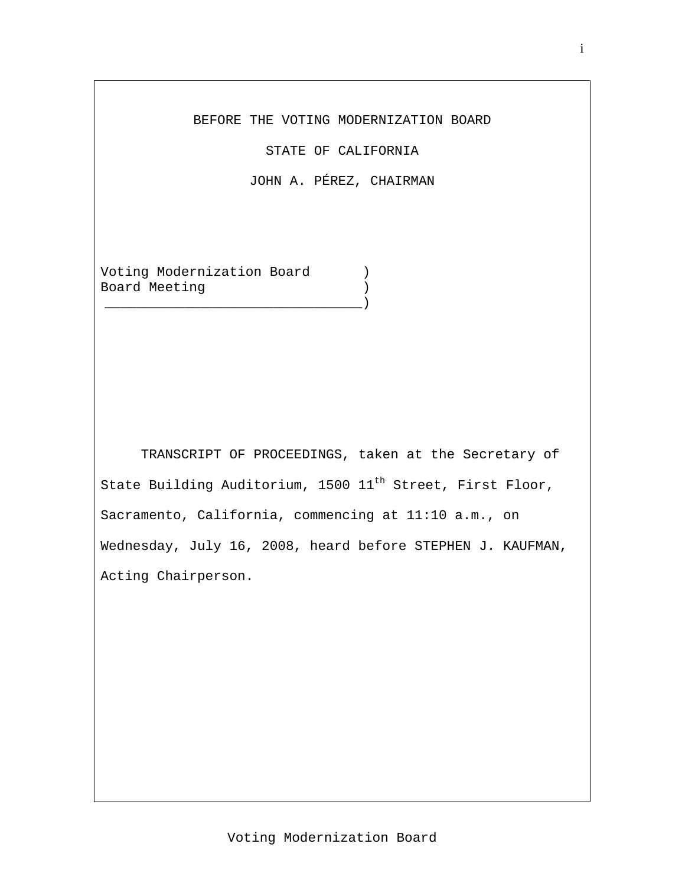BEFORE THE VOTING MODERNIZATION BOARD

STATE OF CALIFORNIA

JOHN A. PÉREZ, CHAIRMAN

```
Voting Modernization Board       )
Board Meeting                    )
_________________________________)
```

TRANSCRIPT OF PROCEEDINGS, taken at the Secretary of State Building Auditorium, 1500 11th Street, First Floor, Sacramento, California, commencing at 11:10 a.m., on Wednesday, July 16, 2008, heard before STEPHEN J. KAUFMAN, Acting Chairperson.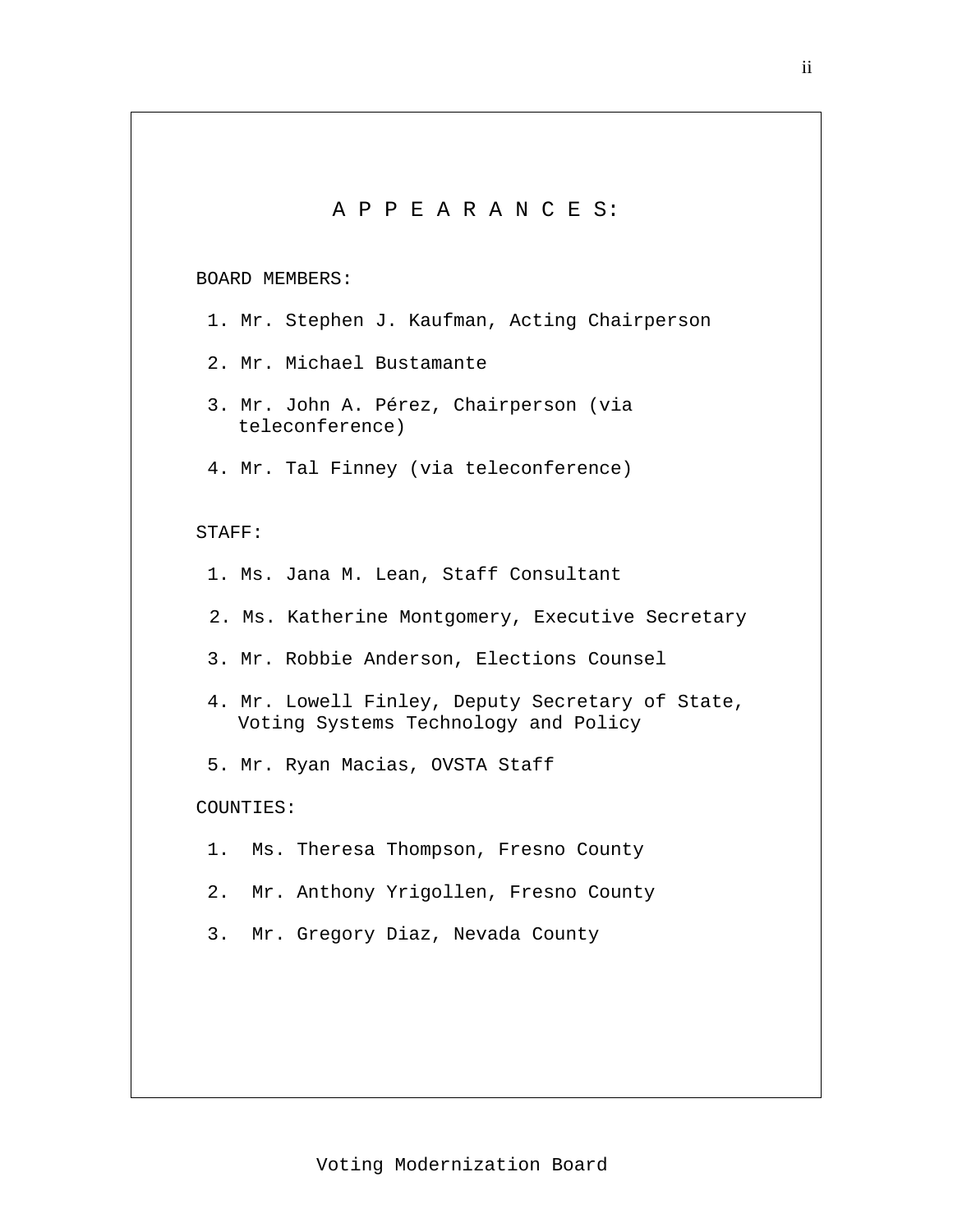# A P P E A R A N C E S:

BOARD MEMBERS:

1. Mr. Stephen J. Kaufman, Acting Chairperson
2. Mr. Michael Bustamante
3. Mr. John A. Pérez, Chairperson (via teleconference)
4. Mr. Tal Finney (via teleconference)

STAFF:

1. Ms. Jana M. Lean, Staff Consultant
2. Ms. Katherine Montgomery, Executive Secretary
3. Mr. Robbie Anderson, Elections Counsel
4. Mr. Lowell Finley, Deputy Secretary of State, Voting Systems Technology and Policy
5. Mr. Ryan Macias, OVSTA Staff

COUNTIES:

1. Ms. Theresa Thompson, Fresno County
2. Mr. Anthony Yrigollen, Fresno County
3. Mr. Gregory Diaz, Nevada County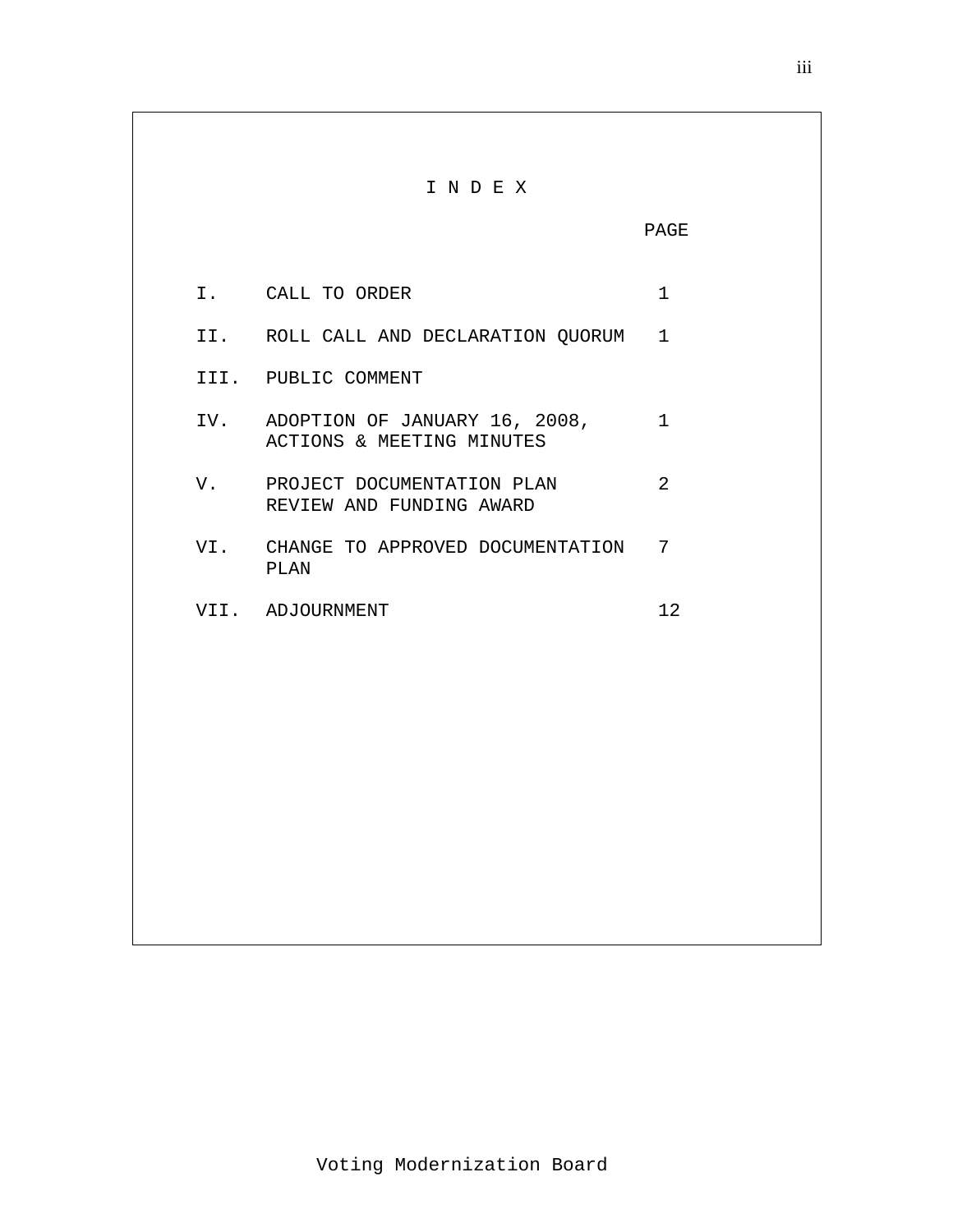# I N D E X

| | | PAGE |
|---|---|---|
| I. | CALL TO ORDER | 1 |
| II. | ROLL CALL AND DECLARATION QUORUM | 1 |
| III. | PUBLIC COMMENT | |
| IV. | ADOPTION OF JANUARY 16, 2008, ACTIONS & MEETING MINUTES | 1 |
| V. | PROJECT DOCUMENTATION PLAN REVIEW AND FUNDING AWARD | 2 |
| VI. | CHANGE TO APPROVED DOCUMENTATION PLAN | 7 |
| VII. | ADJOURNMENT | 12 |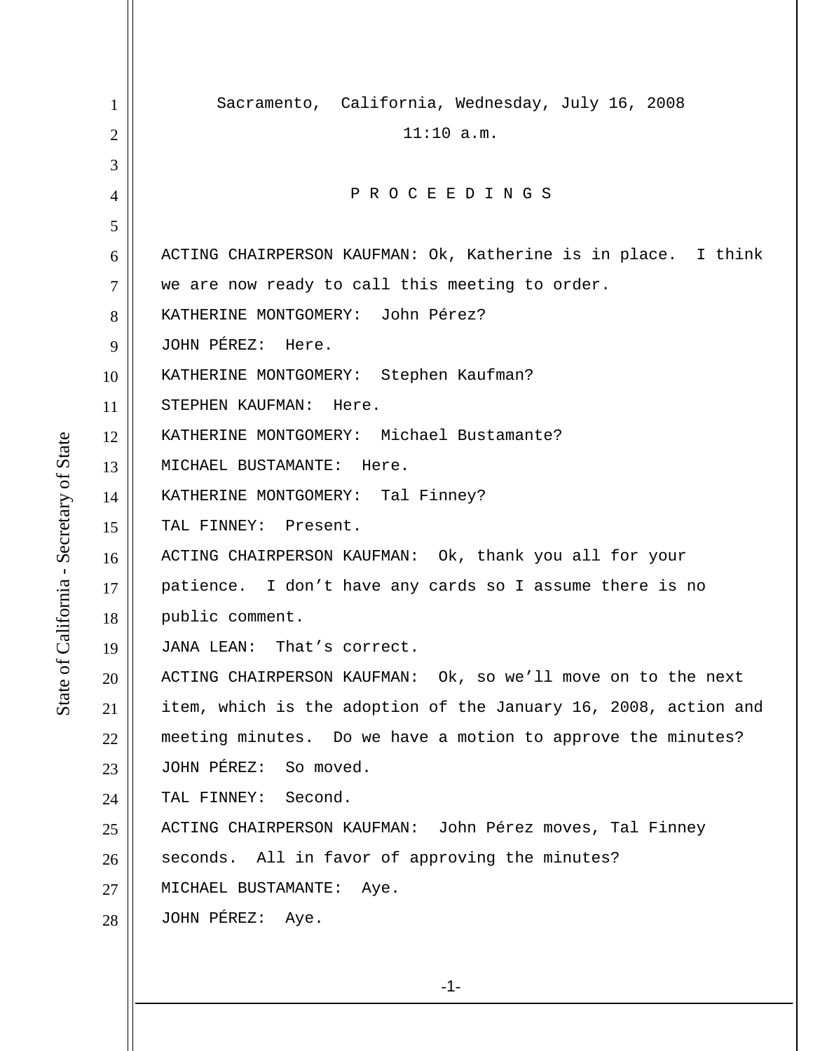Sacramento, California, Wednesday, July 16, 2008

11:10 a.m.

P R O C E E D I N G S

ACTING CHAIRPERSON KAUFMAN: Ok, Katherine is in place. I think we are now ready to call this meeting to order.

KATHERINE MONTGOMERY: John Pérez?

JOHN PÉREZ: Here.

KATHERINE MONTGOMERY: Stephen Kaufman?

STEPHEN KAUFMAN: Here.

KATHERINE MONTGOMERY: Michael Bustamante?

MICHAEL BUSTAMANTE: Here.

KATHERINE MONTGOMERY: Tal Finney?

TAL FINNEY: Present.

ACTING CHAIRPERSON KAUFMAN: Ok, thank you all for your patience. I don't have any cards so I assume there is no public comment.

JANA LEAN: That's correct.

ACTING CHAIRPERSON KAUFMAN: Ok, so we'll move on to the next item, which is the adoption of the January 16, 2008, action and meeting minutes. Do we have a motion to approve the minutes?

JOHN PÉREZ: So moved.

TAL FINNEY: Second.

ACTING CHAIRPERSON KAUFMAN: John Pérez moves, Tal Finney seconds. All in favor of approving the minutes?

MICHAEL BUSTAMANTE: Aye.

JOHN PÉREZ: Aye.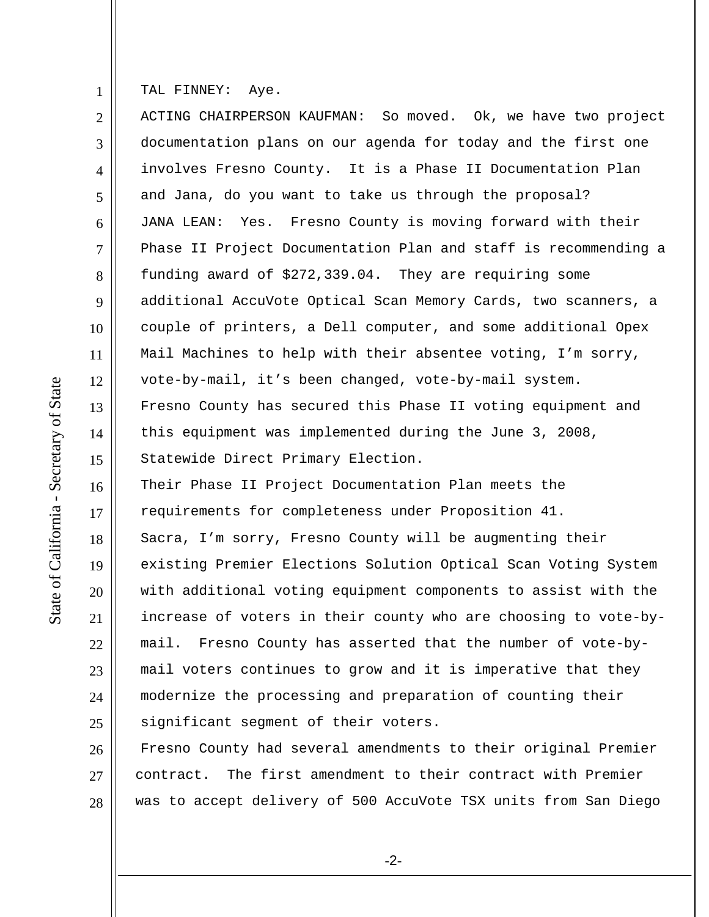TAL FINNEY: Aye.

ACTING CHAIRPERSON KAUFMAN: So moved. Ok, we have two project documentation plans on our agenda for today and the first one involves Fresno County. It is a Phase II Documentation Plan and Jana, do you want to take us through the proposal?

JANA LEAN: Yes. Fresno County is moving forward with their Phase II Project Documentation Plan and staff is recommending a funding award of $272,339.04. They are requiring some additional AccuVote Optical Scan Memory Cards, two scanners, a couple of printers, a Dell computer, and some additional Opex Mail Machines to help with their absentee voting, I'm sorry, vote-by-mail, it's been changed, vote-by-mail system.

Fresno County has secured this Phase II voting equipment and this equipment was implemented during the June 3, 2008, Statewide Direct Primary Election.

Their Phase II Project Documentation Plan meets the requirements for completeness under Proposition 41.

Sacra, I'm sorry, Fresno County will be augmenting their existing Premier Elections Solution Optical Scan Voting System with additional voting equipment components to assist with the increase of voters in their county who are choosing to vote-by-mail. Fresno County has asserted that the number of vote-by-mail voters continues to grow and it is imperative that they modernize the processing and preparation of counting their significant segment of their voters.

Fresno County had several amendments to their original Premier contract. The first amendment to their contract with Premier was to accept delivery of 500 AccuVote TSX units from San Diego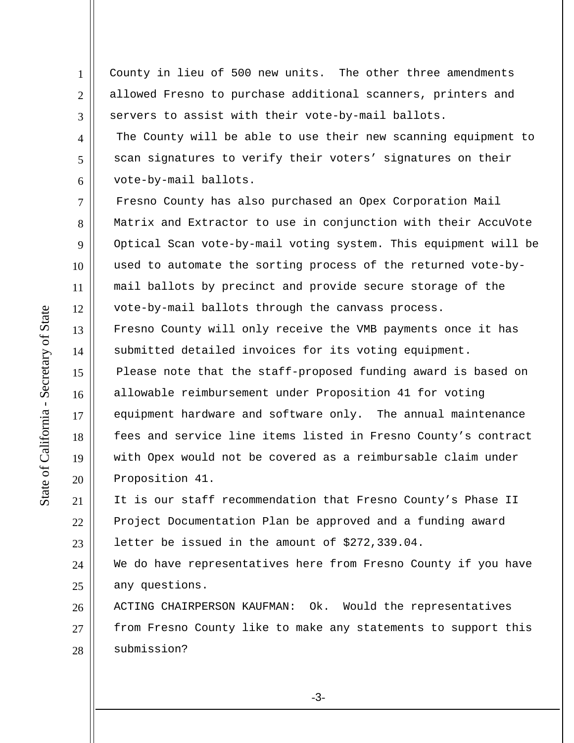County in lieu of 500 new units. The other three amendments allowed Fresno to purchase additional scanners, printers and servers to assist with their vote-by-mail ballots.

The County will be able to use their new scanning equipment to scan signatures to verify their voters' signatures on their vote-by-mail ballots.

Fresno County has also purchased an Opex Corporation Mail Matrix and Extractor to use in conjunction with their AccuVote Optical Scan vote-by-mail voting system. This equipment will be used to automate the sorting process of the returned vote-by-mail ballots by precinct and provide secure storage of the vote-by-mail ballots through the canvass process.

Fresno County will only receive the VMB payments once it has submitted detailed invoices for its voting equipment.

Please note that the staff-proposed funding award is based on allowable reimbursement under Proposition 41 for voting equipment hardware and software only. The annual maintenance fees and service line items listed in Fresno County's contract with Opex would not be covered as a reimbursable claim under Proposition 41.

It is our staff recommendation that Fresno County's Phase II Project Documentation Plan be approved and a funding award letter be issued in the amount of $272,339.04.

We do have representatives here from Fresno County if you have any questions.

ACTING CHAIRPERSON KAUFMAN: Ok. Would the representatives from Fresno County like to make any statements to support this submission?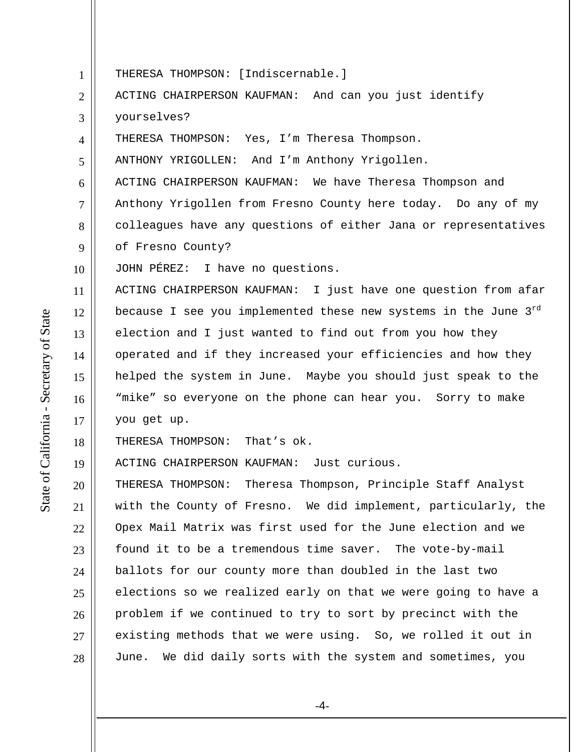THERESA THOMPSON: [Indiscernable.]

ACTING CHAIRPERSON KAUFMAN: And can you just identify yourselves?

THERESA THOMPSON: Yes, I’m Theresa Thompson.

ANTHONY YRIGOLLEN: And I’m Anthony Yrigollen.

ACTING CHAIRPERSON KAUFMAN: We have Theresa Thompson and Anthony Yrigollen from Fresno County here today. Do any of my colleagues have any questions of either Jana or representatives of Fresno County?

JOHN PÉREZ: I have no questions.

ACTING CHAIRPERSON KAUFMAN: I just have one question from afar because I see you implemented these new systems in the June 3rd election and I just wanted to find out from you how they operated and if they increased your efficiencies and how they helped the system in June. Maybe you should just speak to the “mike” so everyone on the phone can hear you. Sorry to make you get up.

THERESA THOMPSON: That’s ok.

ACTING CHAIRPERSON KAUFMAN: Just curious.

THERESA THOMPSON: Theresa Thompson, Principle Staff Analyst with the County of Fresno. We did implement, particularly, the Opex Mail Matrix was first used for the June election and we found it to be a tremendous time saver. The vote-by-mail ballots for our county more than doubled in the last two elections so we realized early on that we were going to have a problem if we continued to try to sort by precinct with the existing methods that we were using. So, we rolled it out in June. We did daily sorts with the system and sometimes, you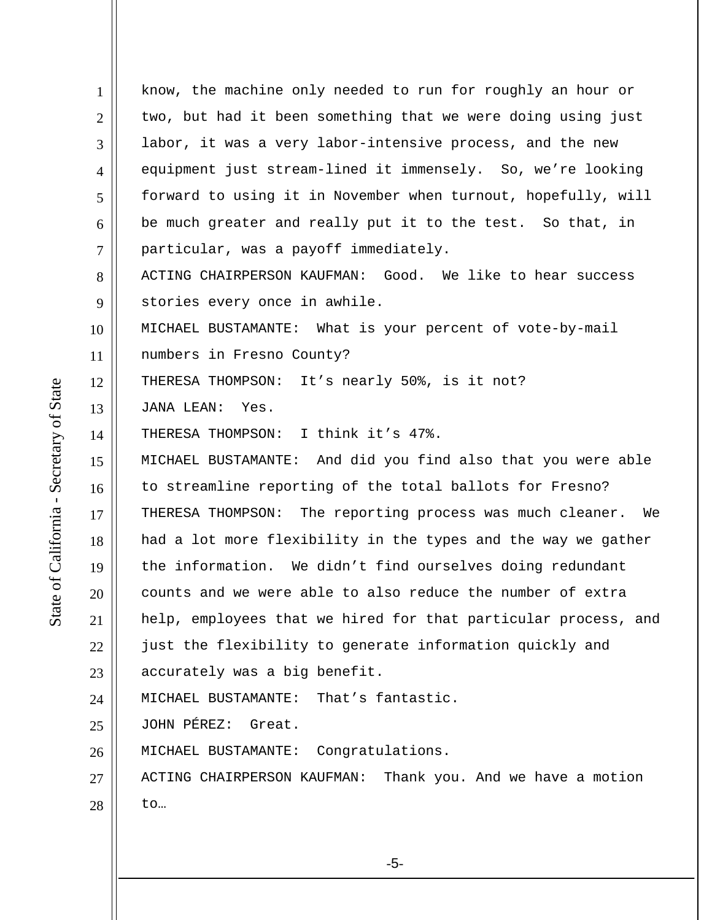know, the machine only needed to run for roughly an hour or two, but had it been something that we were doing using just labor, it was a very labor-intensive process, and the new equipment just stream-lined it immensely. So, we're looking forward to using it in November when turnout, hopefully, will be much greater and really put it to the test. So that, in particular, was a payoff immediately.

ACTING CHAIRPERSON KAUFMAN: Good. We like to hear success stories every once in awhile.

MICHAEL BUSTAMANTE: What is your percent of vote-by-mail numbers in Fresno County?

THERESA THOMPSON: It's nearly 50%, is it not?

JANA LEAN: Yes.

THERESA THOMPSON: I think it's 47%.

MICHAEL BUSTAMANTE: And did you find also that you were able to streamline reporting of the total ballots for Fresno?

THERESA THOMPSON: The reporting process was much cleaner. We had a lot more flexibility in the types and the way we gather the information. We didn't find ourselves doing redundant counts and we were able to also reduce the number of extra help, employees that we hired for that particular process, and just the flexibility to generate information quickly and accurately was a big benefit.

MICHAEL BUSTAMANTE: That's fantastic.

JOHN PÉREZ: Great.

MICHAEL BUSTAMANTE: Congratulations.

ACTING CHAIRPERSON KAUFMAN: Thank you. And we have a motion to…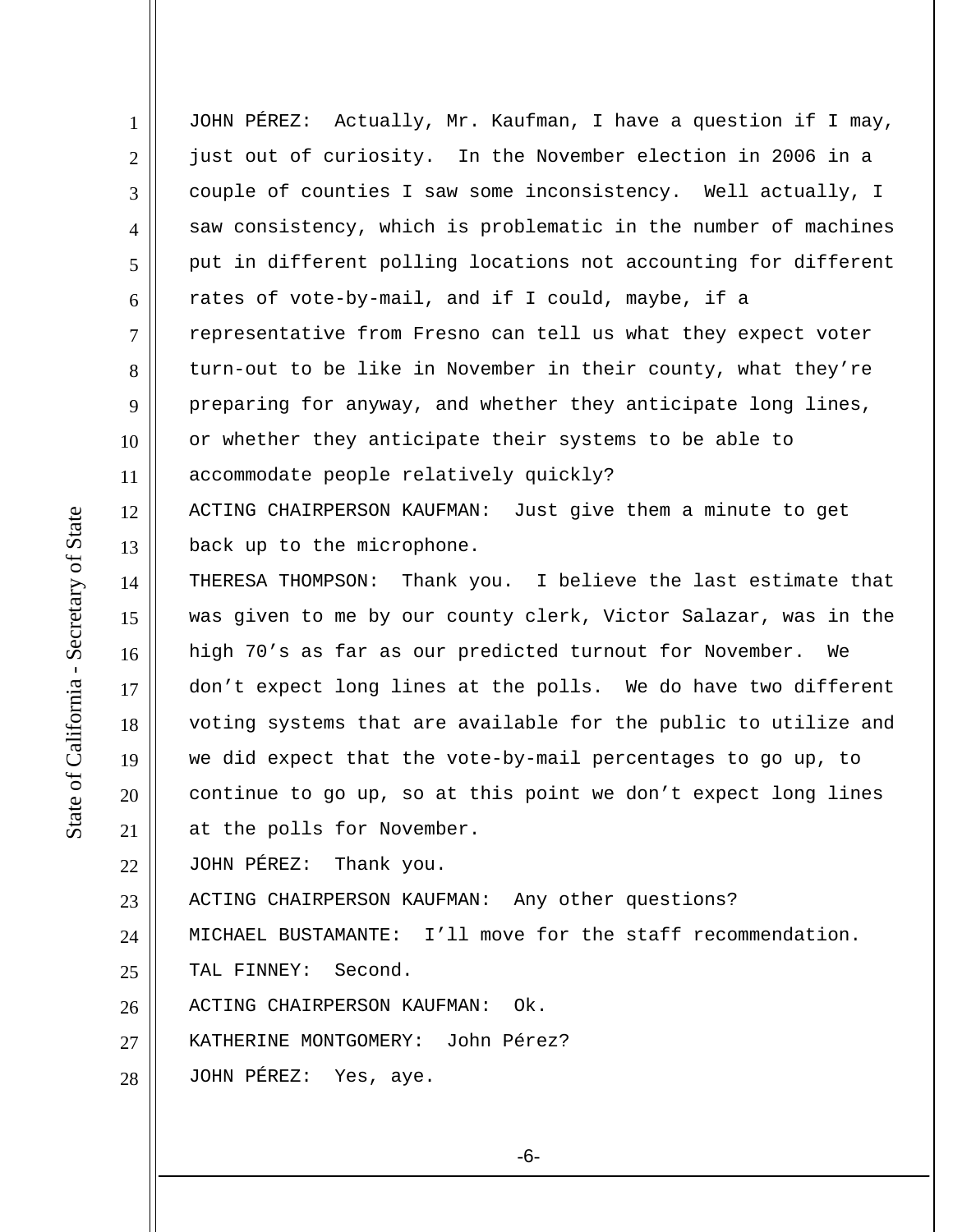JOHN PÉREZ:  Actually, Mr. Kaufman, I have a question if I may, just out of curiosity.  In the November election in 2006 in a couple of counties I saw some inconsistency.  Well actually, I saw consistency, which is problematic in the number of machines put in different polling locations not accounting for different rates of vote-by-mail, and if I could, maybe, if a representative from Fresno can tell us what they expect voter turn-out to be like in November in their county, what they're preparing for anyway, and whether they anticipate long lines, or whether they anticipate their systems to be able to accommodate people relatively quickly?

ACTING CHAIRPERSON KAUFMAN:  Just give them a minute to get back up to the microphone.

THERESA THOMPSON:  Thank you.  I believe the last estimate that was given to me by our county clerk, Victor Salazar, was in the high 70's as far as our predicted turnout for November.  We don't expect long lines at the polls.  We do have two different voting systems that are available for the public to utilize and we did expect that the vote-by-mail percentages to go up, to continue to go up, so at this point we don't expect long lines at the polls for November.

JOHN PÉREZ:  Thank you.

ACTING CHAIRPERSON KAUFMAN:  Any other questions?

MICHAEL BUSTAMANTE:  I'll move for the staff recommendation.

TAL FINNEY:  Second.

ACTING CHAIRPERSON KAUFMAN:  Ok.

KATHERINE MONTGOMERY:  John Pérez?

JOHN PÉREZ:  Yes, aye.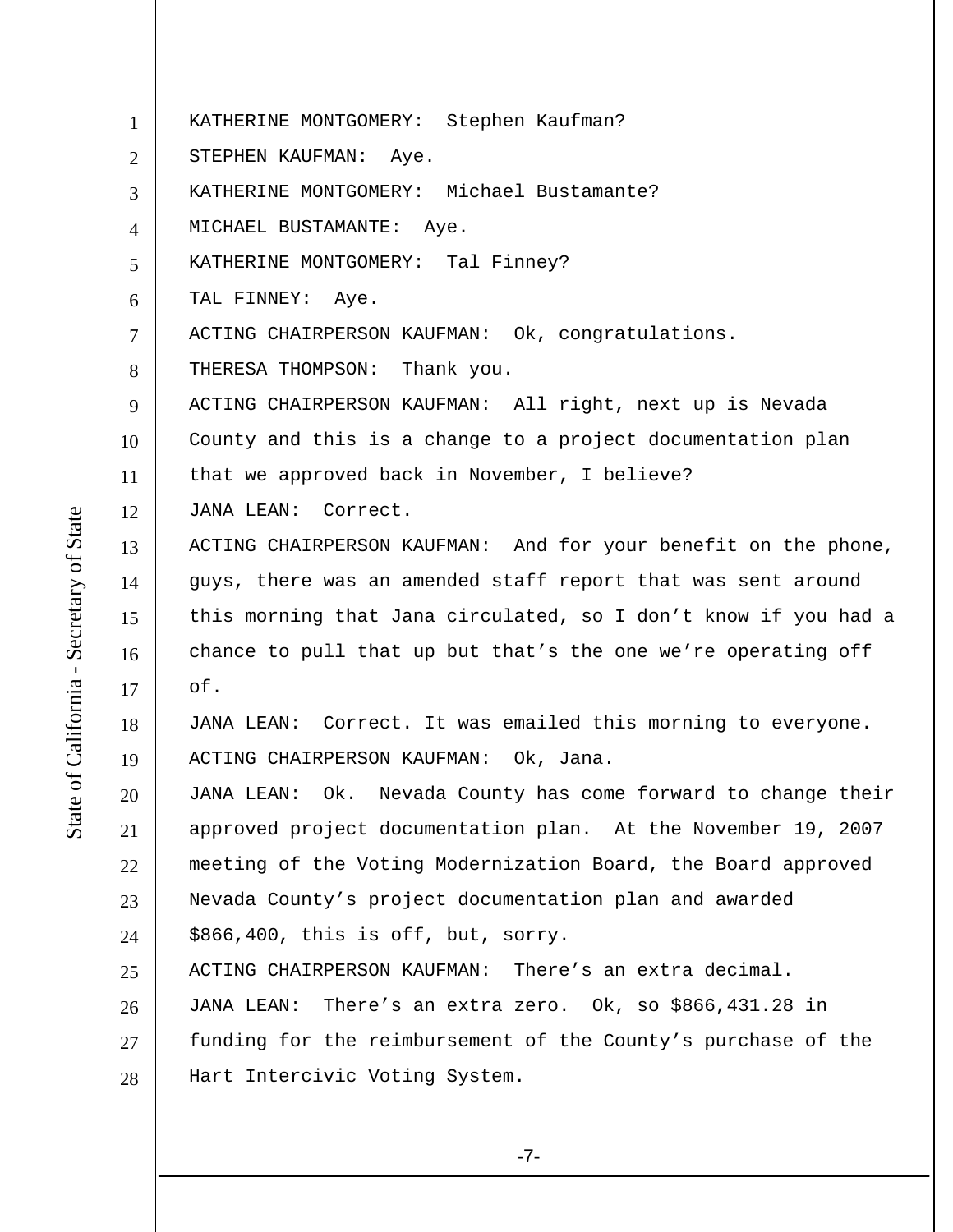KATHERINE MONTGOMERY: Stephen Kaufman?

STEPHEN KAUFMAN: Aye.

KATHERINE MONTGOMERY: Michael Bustamante?

MICHAEL BUSTAMANTE: Aye.

KATHERINE MONTGOMERY: Tal Finney?

TAL FINNEY: Aye.

ACTING CHAIRPERSON KAUFMAN: Ok, congratulations.

THERESA THOMPSON: Thank you.

ACTING CHAIRPERSON KAUFMAN: All right, next up is Nevada County and this is a change to a project documentation plan that we approved back in November, I believe?

JANA LEAN: Correct.

ACTING CHAIRPERSON KAUFMAN: And for your benefit on the phone, guys, there was an amended staff report that was sent around this morning that Jana circulated, so I don't know if you had a chance to pull that up but that's the one we're operating off of.

JANA LEAN: Correct. It was emailed this morning to everyone.

ACTING CHAIRPERSON KAUFMAN: Ok, Jana.

JANA LEAN: Ok. Nevada County has come forward to change their approved project documentation plan. At the November 19, 2007 meeting of the Voting Modernization Board, the Board approved Nevada County's project documentation plan and awarded $866,400, this is off, but, sorry.

ACTING CHAIRPERSON KAUFMAN: There's an extra decimal.

JANA LEAN: There's an extra zero. Ok, so $866,431.28 in funding for the reimbursement of the County's purchase of the Hart Intercivic Voting System.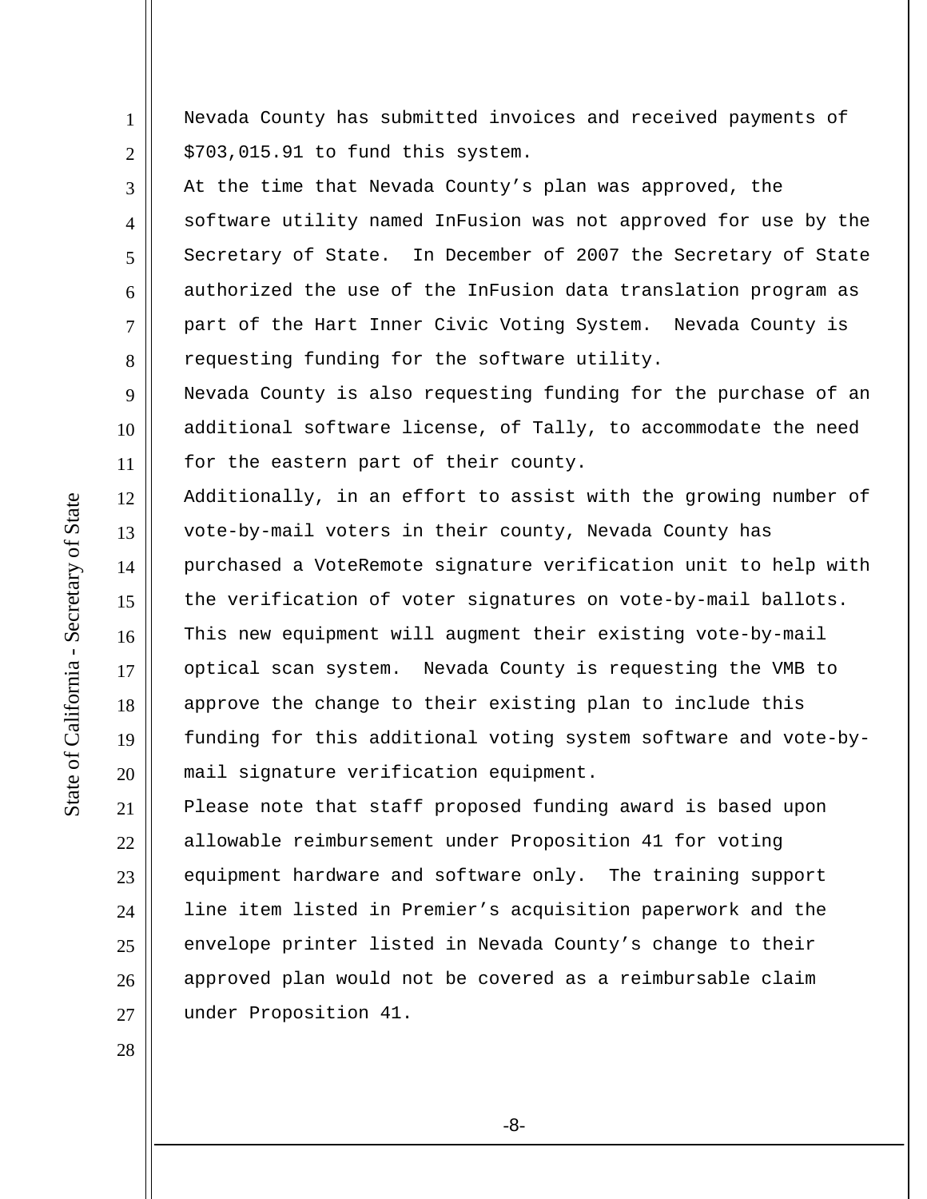Nevada County has submitted invoices and received payments of $703,015.91 to fund this system.

At the time that Nevada County's plan was approved, the software utility named InFusion was not approved for use by the Secretary of State. In December of 2007 the Secretary of State authorized the use of the InFusion data translation program as part of the Hart Inner Civic Voting System. Nevada County is requesting funding for the software utility.

Nevada County is also requesting funding for the purchase of an additional software license, of Tally, to accommodate the need for the eastern part of their county.

Additionally, in an effort to assist with the growing number of vote-by-mail voters in their county, Nevada County has purchased a VoteRemote signature verification unit to help with the verification of voter signatures on vote-by-mail ballots. This new equipment will augment their existing vote-by-mail optical scan system. Nevada County is requesting the VMB to approve the change to their existing plan to include this funding for this additional voting system software and vote-by-mail signature verification equipment.

Please note that staff proposed funding award is based upon allowable reimbursement under Proposition 41 for voting equipment hardware and software only. The training support line item listed in Premier's acquisition paperwork and the envelope printer listed in Nevada County's change to their approved plan would not be covered as a reimbursable claim under Proposition 41.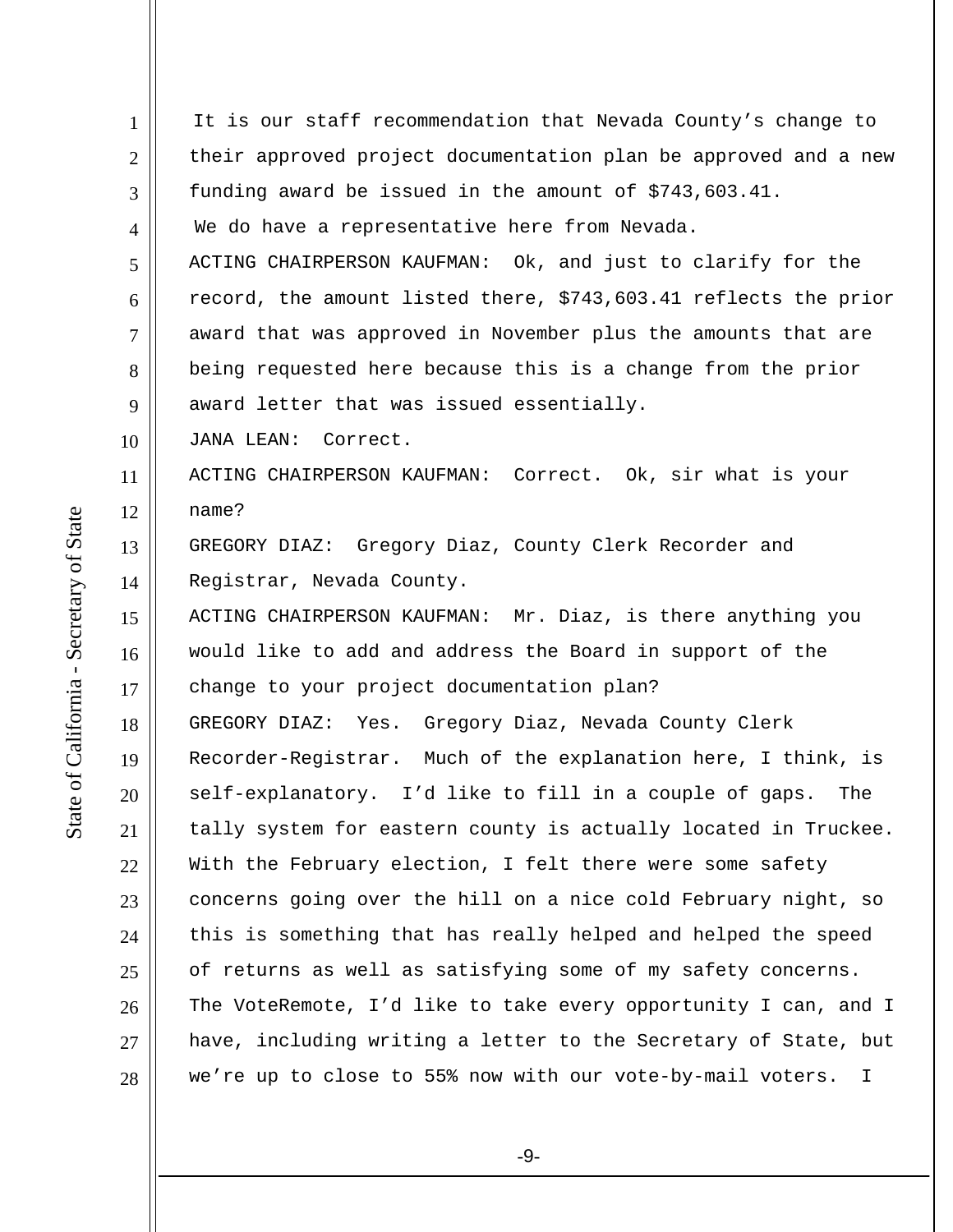It is our staff recommendation that Nevada County's change to their approved project documentation plan be approved and a new funding award be issued in the amount of $743,603.41.

We do have a representative here from Nevada.

ACTING CHAIRPERSON KAUFMAN: Ok, and just to clarify for the record, the amount listed there, $743,603.41 reflects the prior award that was approved in November plus the amounts that are being requested here because this is a change from the prior award letter that was issued essentially.

JANA LEAN: Correct.

ACTING CHAIRPERSON KAUFMAN: Correct. Ok, sir what is your name?

GREGORY DIAZ: Gregory Diaz, County Clerk Recorder and Registrar, Nevada County.

ACTING CHAIRPERSON KAUFMAN: Mr. Diaz, is there anything you would like to add and address the Board in support of the change to your project documentation plan?

GREGORY DIAZ: Yes. Gregory Diaz, Nevada County Clerk Recorder-Registrar. Much of the explanation here, I think, is self-explanatory. I'd like to fill in a couple of gaps. The tally system for eastern county is actually located in Truckee. With the February election, I felt there were some safety concerns going over the hill on a nice cold February night, so this is something that has really helped and helped the speed of returns as well as satisfying some of my safety concerns. The VoteRemote, I'd like to take every opportunity I can, and I have, including writing a letter to the Secretary of State, but we're up to close to 55% now with our vote-by-mail voters. I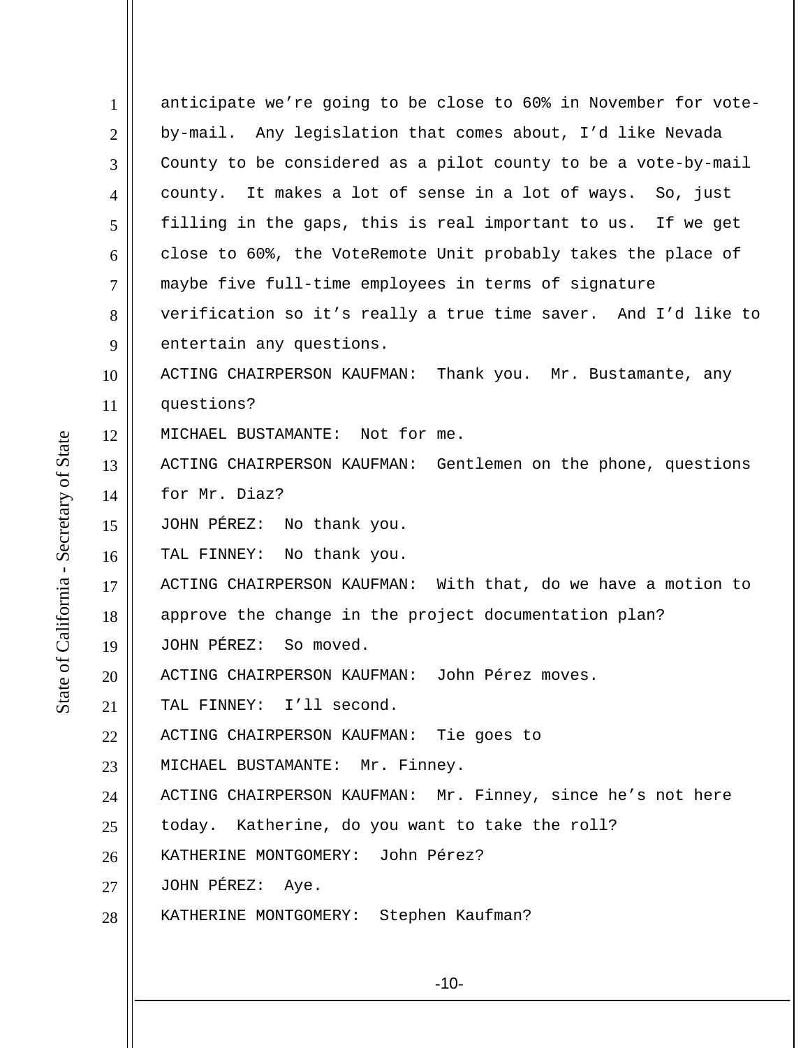anticipate we're going to be close to 60% in November for vote-by-mail. Any legislation that comes about, I'd like Nevada County to be considered as a pilot county to be a vote-by-mail county. It makes a lot of sense in a lot of ways. So, just filling in the gaps, this is real important to us. If we get close to 60%, the VoteRemote Unit probably takes the place of maybe five full-time employees in terms of signature verification so it's really a true time saver. And I'd like to entertain any questions.

ACTING CHAIRPERSON KAUFMAN: Thank you. Mr. Bustamante, any questions?

MICHAEL BUSTAMANTE: Not for me.

ACTING CHAIRPERSON KAUFMAN: Gentlemen on the phone, questions for Mr. Diaz?

JOHN PÉREZ: No thank you.

TAL FINNEY: No thank you.

ACTING CHAIRPERSON KAUFMAN: With that, do we have a motion to approve the change in the project documentation plan?

JOHN PÉREZ: So moved.

ACTING CHAIRPERSON KAUFMAN: John Pérez moves.

TAL FINNEY: I'll second.

ACTING CHAIRPERSON KAUFMAN: Tie goes to

MICHAEL BUSTAMANTE: Mr. Finney.

ACTING CHAIRPERSON KAUFMAN: Mr. Finney, since he's not here today. Katherine, do you want to take the roll?

KATHERINE MONTGOMERY: John Pérez?

JOHN PÉREZ: Aye.

KATHERINE MONTGOMERY: Stephen Kaufman?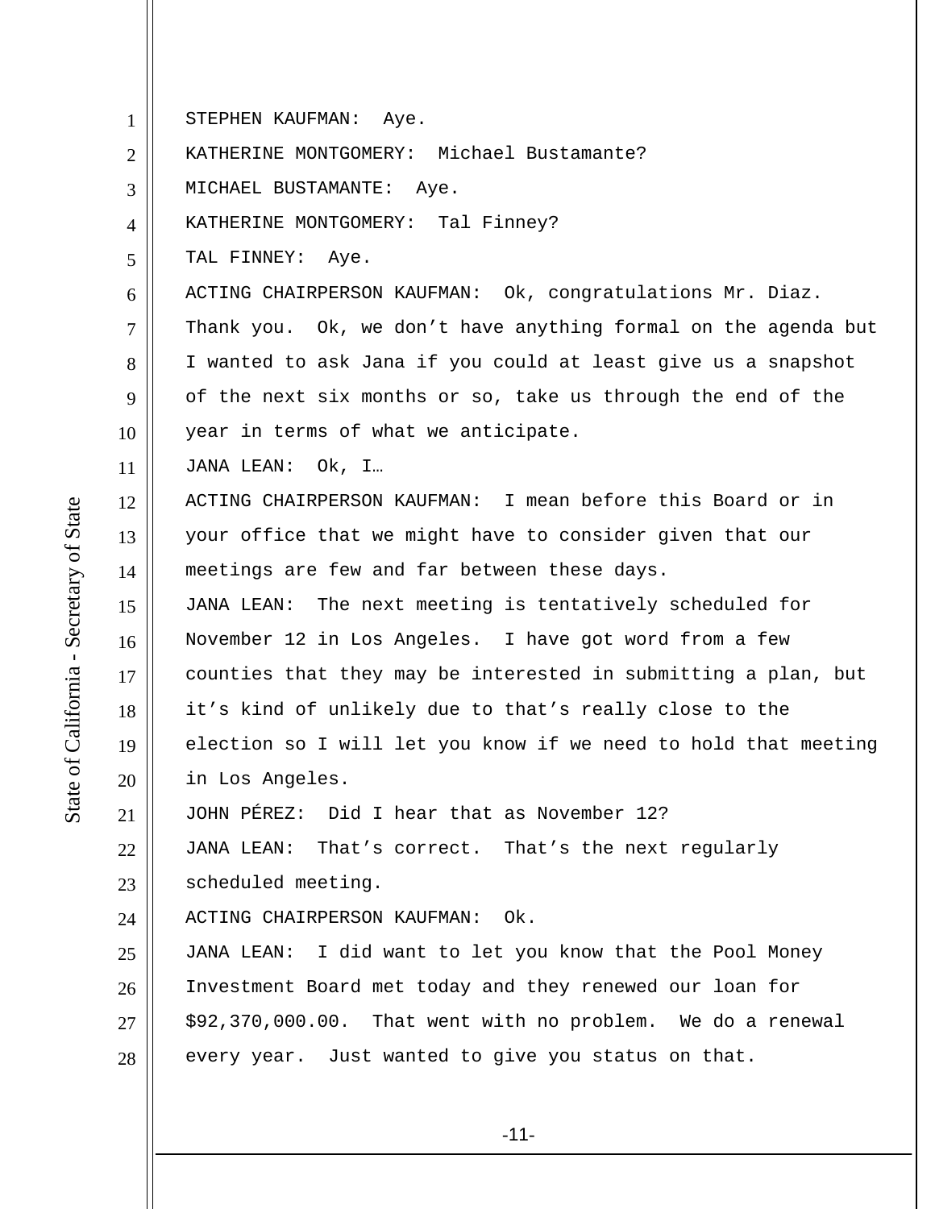STEPHEN KAUFMAN: Aye.

KATHERINE MONTGOMERY: Michael Bustamante?

MICHAEL BUSTAMANTE: Aye.

KATHERINE MONTGOMERY: Tal Finney?

TAL FINNEY: Aye.

ACTING CHAIRPERSON KAUFMAN: Ok, congratulations Mr. Diaz. Thank you. Ok, we don't have anything formal on the agenda but I wanted to ask Jana if you could at least give us a snapshot of the next six months or so, take us through the end of the year in terms of what we anticipate.

JANA LEAN: Ok, I…

ACTING CHAIRPERSON KAUFMAN: I mean before this Board or in your office that we might have to consider given that our meetings are few and far between these days.

JANA LEAN: The next meeting is tentatively scheduled for November 12 in Los Angeles. I have got word from a few counties that they may be interested in submitting a plan, but it's kind of unlikely due to that's really close to the election so I will let you know if we need to hold that meeting in Los Angeles.

JOHN PÉREZ: Did I hear that as November 12?

JANA LEAN: That's correct. That's the next regularly scheduled meeting.

ACTING CHAIRPERSON KAUFMAN: Ok.

JANA LEAN: I did want to let you know that the Pool Money Investment Board met today and they renewed our loan for $92,370,000.00. That went with no problem. We do a renewal every year. Just wanted to give you status on that.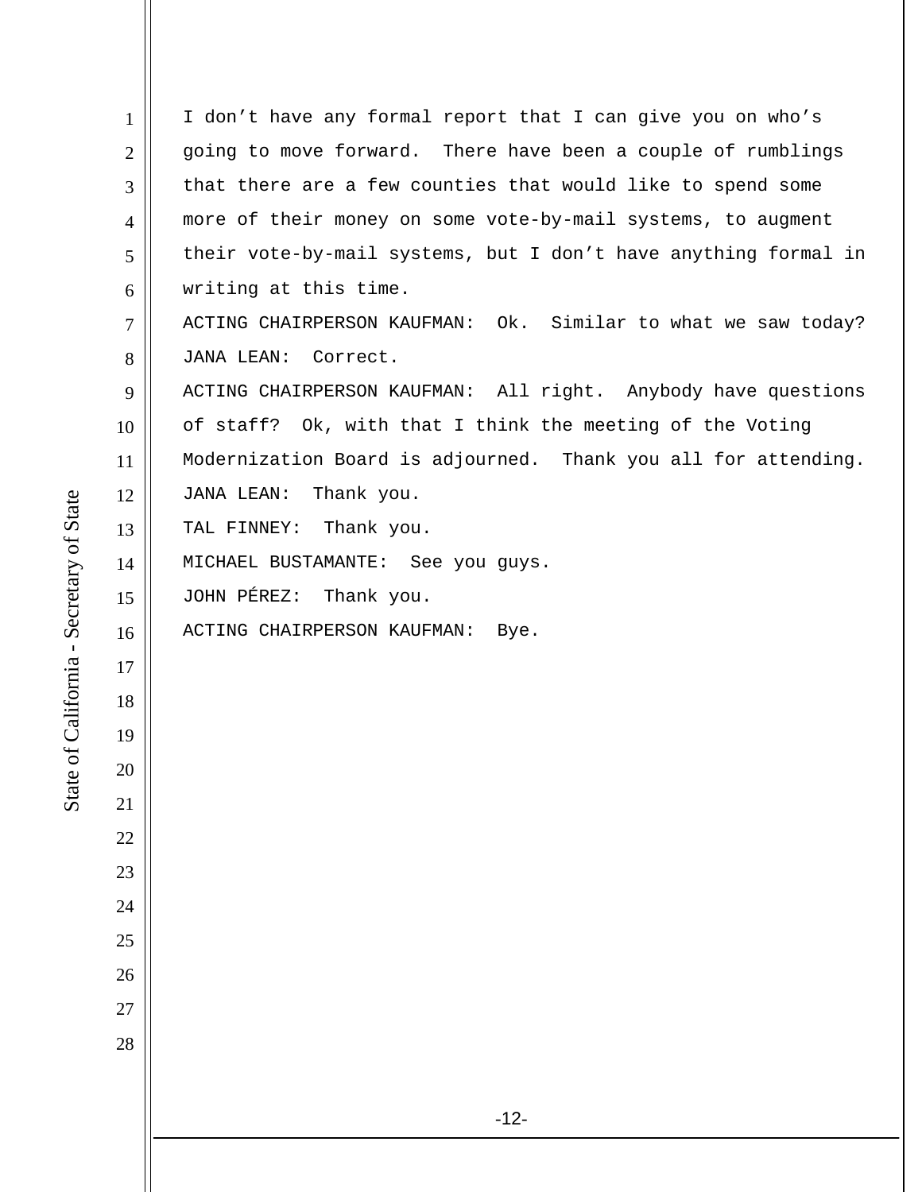I don’t have any formal report that I can give you on who’s going to move forward. There have been a couple of rumblings that there are a few counties that would like to spend some more of their money on some vote-by-mail systems, to augment their vote-by-mail systems, but I don’t have anything formal in writing at this time.

ACTING CHAIRPERSON KAUFMAN: Ok. Similar to what we saw today?

JANA LEAN: Correct.

ACTING CHAIRPERSON KAUFMAN: All right. Anybody have questions of staff? Ok, with that I think the meeting of the Voting Modernization Board is adjourned. Thank you all for attending.

JANA LEAN: Thank you.

TAL FINNEY: Thank you.

MICHAEL BUSTAMANTE: See you guys.

JOHN PÉREZ: Thank you.

ACTING CHAIRPERSON KAUFMAN: Bye.